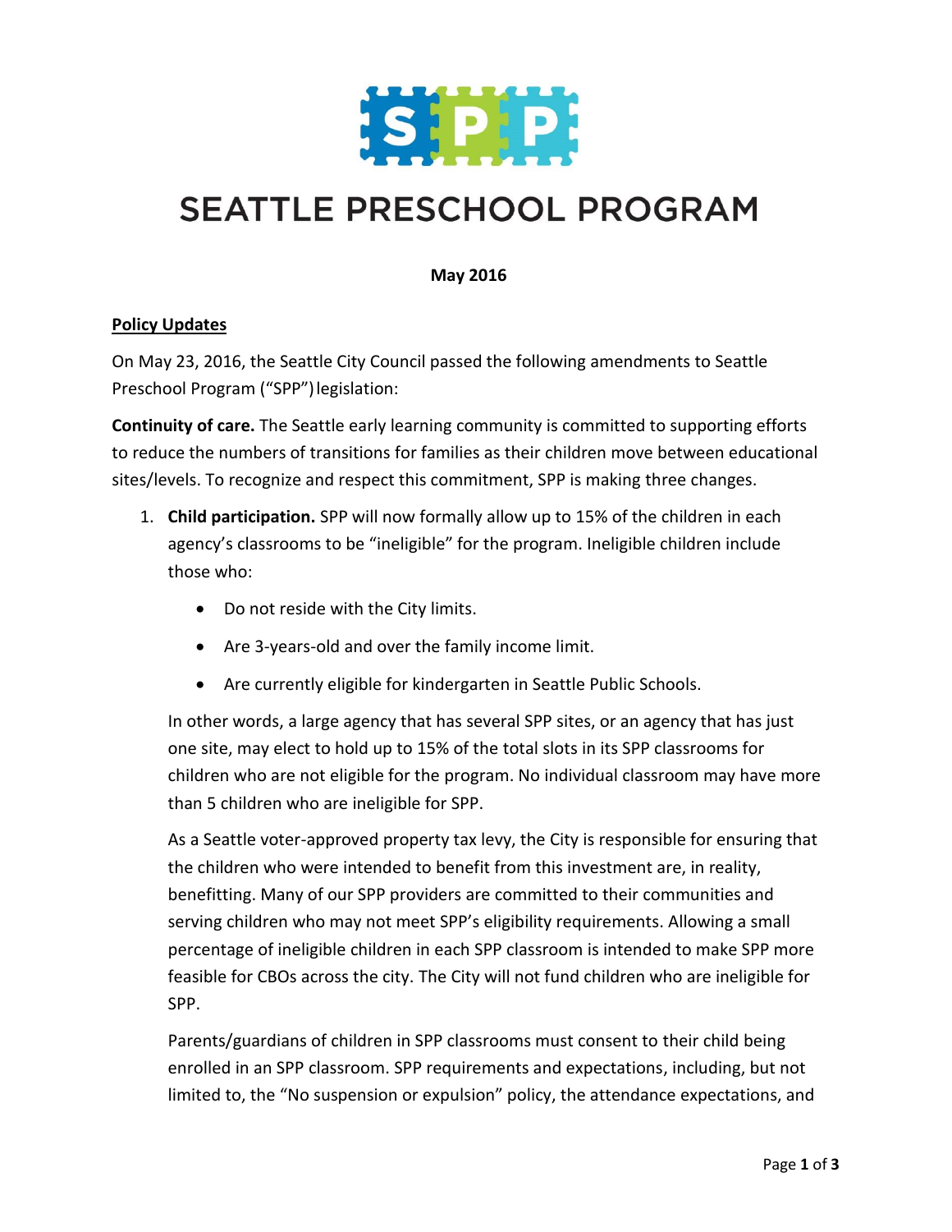# SEATTLE PRESCHOOL PROGRAM

**May 2016**

**Policy Updates**

On May 23, 2016, the Seattle City Council passed the following amendments to Seattle Preschool Program ("SPP") legislation:

**Continuity of care.** The Seattle early learning community is committed to supporting efforts to reduce the numbers of transitions for families as their children move between educational sites/levels. To recognize and respect this commitment, SPP is making three changes.

1. **Child participation.** SPP will now formally allow up to 15% of the children in each agency's classrooms to be "ineligible" for the program. Ineligible children include those who:

   - Do not reside with the City limits.
   - Are 3-years-old and over the family income limit.
   - Are currently eligible for kindergarten in Seattle Public Schools.

   In other words, a large agency that has several SPP sites, or an agency that has just one site, may elect to hold up to 15% of the total slots in its SPP classrooms for children who are not eligible for the program. No individual classroom may have more than 5 children who are ineligible for SPP.

   As a Seattle voter-approved property tax levy, the City is responsible for ensuring that the children who were intended to benefit from this investment are, in reality, benefitting. Many of our SPP providers are committed to their communities and serving children who may not meet SPP's eligibility requirements. Allowing a small percentage of ineligible children in each SPP classroom is intended to make SPP more feasible for CBOs across the city. The City will not fund children who are ineligible for SPP.

   Parents/guardians of children in SPP classrooms must consent to their child being enrolled in an SPP classroom. SPP requirements and expectations, including, but not limited to, the "No suspension or expulsion" policy, the attendance expectations, and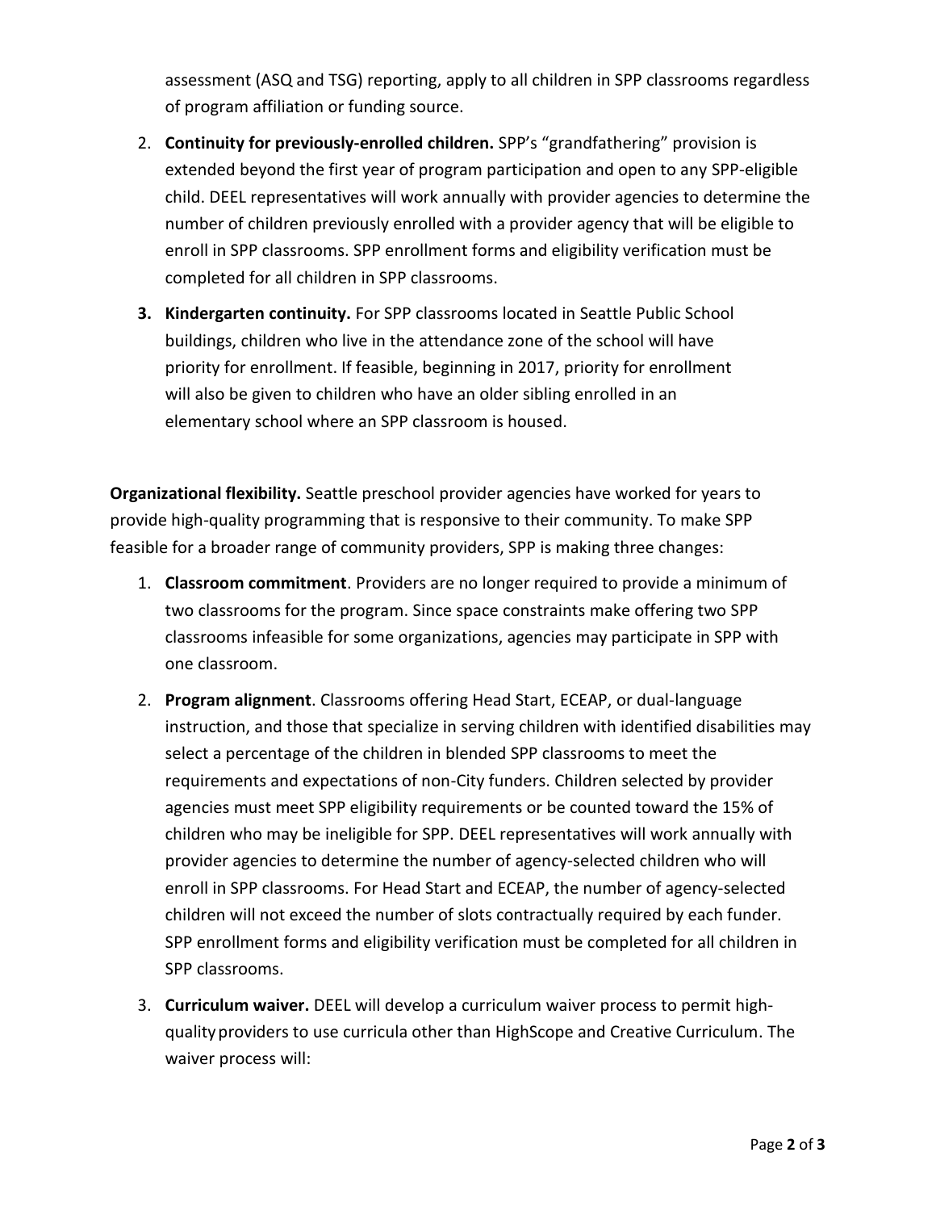assessment (ASQ and TSG) reporting, apply to all children in SPP classrooms regardless of program affiliation or funding source.

2. **Continuity for previously-enrolled children.** SPP's "grandfathering" provision is extended beyond the first year of program participation and open to any SPP-eligible child. DEEL representatives will work annually with provider agencies to determine the number of children previously enrolled with a provider agency that will be eligible to enroll in SPP classrooms. SPP enrollment forms and eligibility verification must be completed for all children in SPP classrooms.
3. **Kindergarten continuity.** For SPP classrooms located in Seattle Public School buildings, children who live in the attendance zone of the school will have priority for enrollment. If feasible, beginning in 2017, priority for enrollment will also be given to children who have an older sibling enrolled in an elementary school where an SPP classroom is housed.

**Organizational flexibility.** Seattle preschool provider agencies have worked for years to provide high-quality programming that is responsive to their community. To make SPP feasible for a broader range of community providers, SPP is making three changes:

1. **Classroom commitment**. Providers are no longer required to provide a minimum of two classrooms for the program. Since space constraints make offering two SPP classrooms infeasible for some organizations, agencies may participate in SPP with one classroom.
2. **Program alignment**. Classrooms offering Head Start, ECEAP, or dual-language instruction, and those that specialize in serving children with identified disabilities may select a percentage of the children in blended SPP classrooms to meet the requirements and expectations of non-City funders. Children selected by provider agencies must meet SPP eligibility requirements or be counted toward the 15% of children who may be ineligible for SPP. DEEL representatives will work annually with provider agencies to determine the number of agency-selected children who will enroll in SPP classrooms. For Head Start and ECEAP, the number of agency-selected children will not exceed the number of slots contractually required by each funder. SPP enrollment forms and eligibility verification must be completed for all children in SPP classrooms.
3. **Curriculum waiver.** DEEL will develop a curriculum waiver process to permit high-quality providers to use curricula other than HighScope and Creative Curriculum. The waiver process will: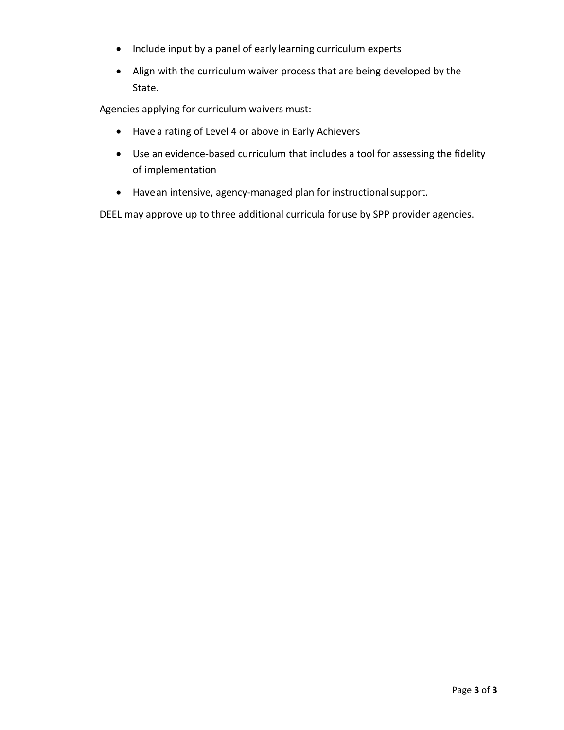- Include input by a panel of early learning curriculum experts
- Align with the curriculum waiver process that are being developed by the State.

Agencies applying for curriculum waivers must:

- Have a rating of Level 4 or above in Early Achievers
- Use an evidence-based curriculum that includes a tool for assessing the fidelity of implementation
- Have an intensive, agency-managed plan for instructional support.

DEEL may approve up to three additional curricula for use by SPP provider agencies.